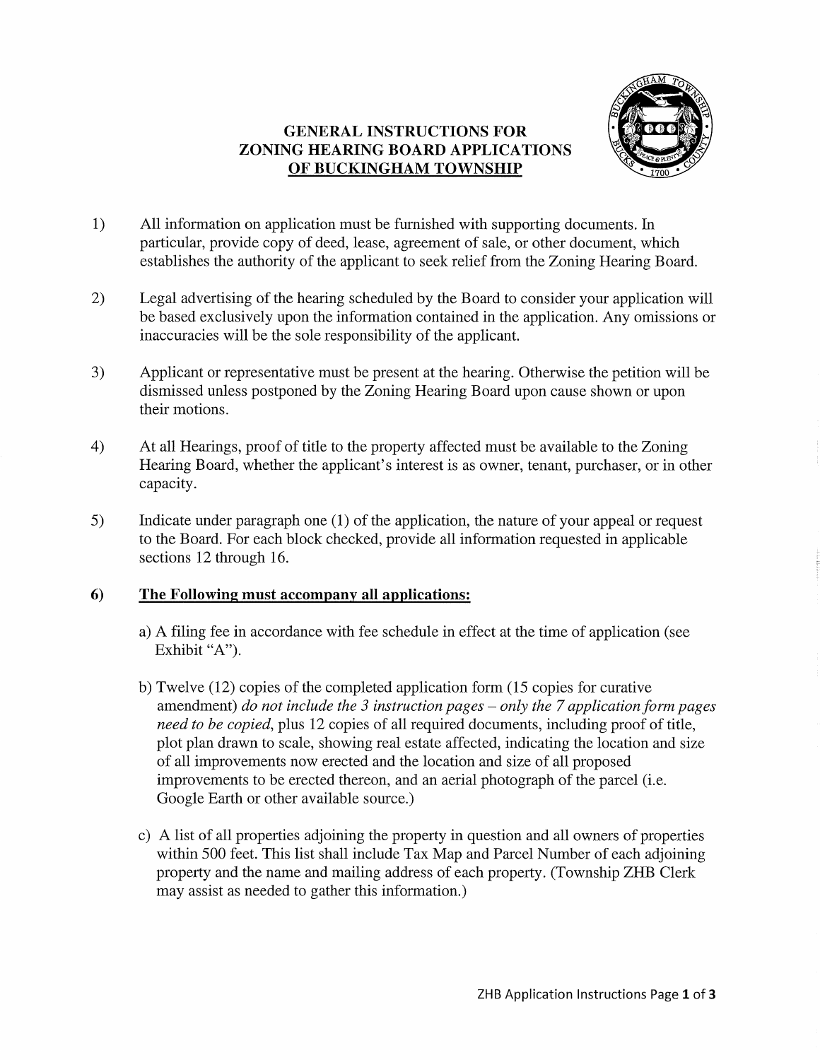# GENERAL INSTRUCTIONS FOR ZONING HEARING BOARD APPLICATIONS OF BUCKINGHAM TOWNSHIP

1) All information on application must be furnished with supporting documents. In particular, provide copy of deed, lease, agreement of sale, or other document, which establishes the authority of the applicant to seek relief from the Zoning Hearing Board.

2) Legal advertising of the hearing scheduled by the Board to consider your application will be based exclusively upon the information contained in the application. Any omissions or inaccuracies will be the sole responsibility of the applicant.

3) Applicant or representative must be present at the hearing. Otherwise the petition will be dismissed unless postponed by the Zoning Hearing Board upon cause shown or upon their motions.

4) At all Hearings, proof of title to the property affected must be available to the Zoning Hearing Board, whether the applicant's interest is as owner, tenant, purchaser, or in other capacity.

5) Indicate under paragraph one (1) of the application, the nature of your appeal or request to the Board. For each block checked, provide all information requested in applicable sections 12 through 16.

6) **The Following must accompany all applications:**

   a) A filing fee in accordance with fee schedule in effect at the time of application (see Exhibit "A").

   b) Twelve (12) copies of the completed application form (15 copies for curative amendment) *do not include the 3 instruction pages – only the 7 application form pages need to be copied*, plus 12 copies of all required documents, including proof of title, plot plan drawn to scale, showing real estate affected, indicating the location and size of all improvements now erected and the location and size of all proposed improvements to be erected thereon, and an aerial photograph of the parcel (i.e. Google Earth or other available source.)

   c) A list of all properties adjoining the property in question and all owners of properties within 500 feet. This list shall include Tax Map and Parcel Number of each adjoining property and the name and mailing address of each property. (Township ZHB Clerk may assist as needed to gather this information.)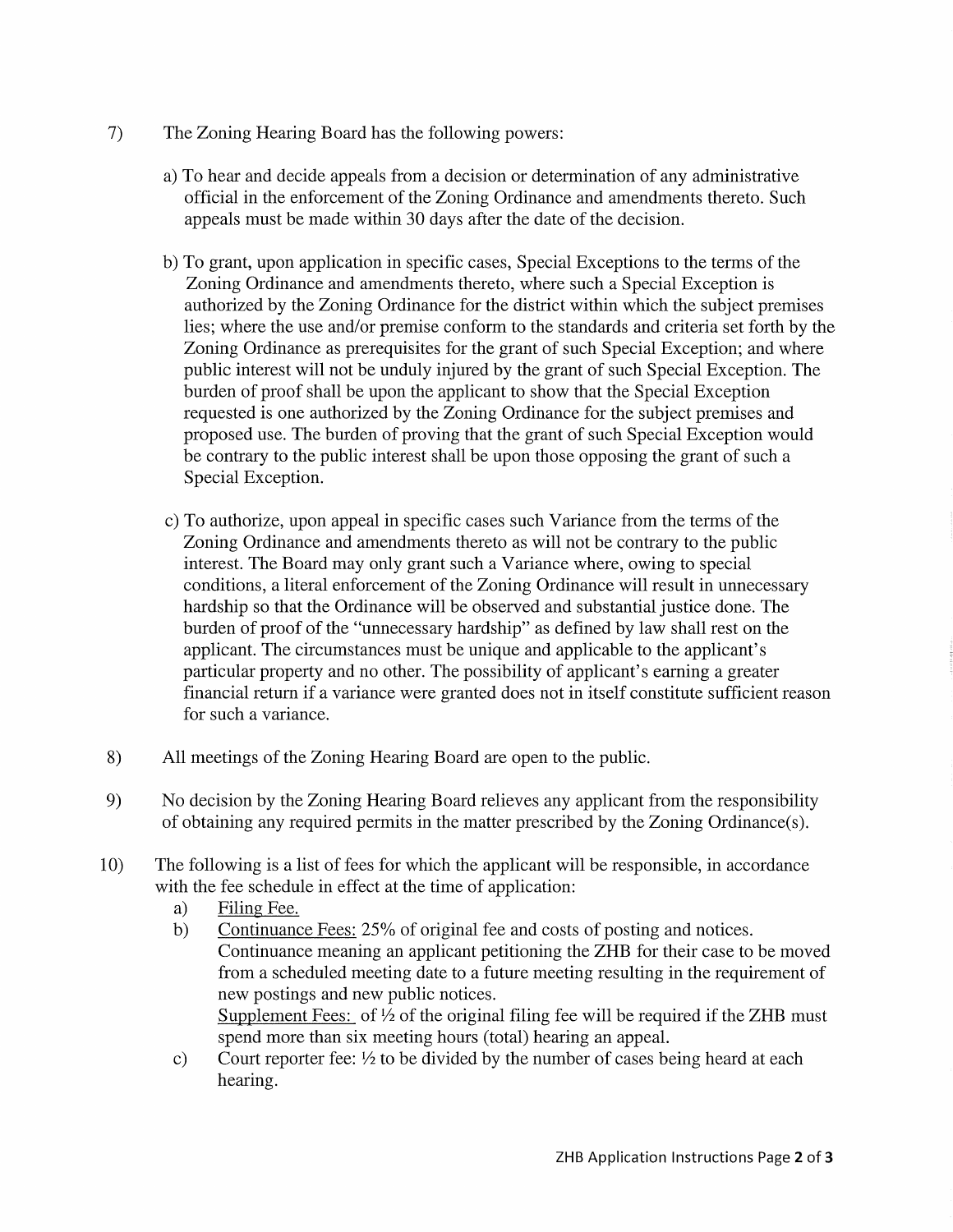7) The Zoning Hearing Board has the following powers:

   a) To hear and decide appeals from a decision or determination of any administrative official in the enforcement of the Zoning Ordinance and amendments thereto. Such appeals must be made within 30 days after the date of the decision.

   b) To grant, upon application in specific cases, Special Exceptions to the terms of the Zoning Ordinance and amendments thereto, where such a Special Exception is authorized by the Zoning Ordinance for the district within which the subject premises lies; where the use and/or premise conform to the standards and criteria set forth by the Zoning Ordinance as prerequisites for the grant of such Special Exception; and where public interest will not be unduly injured by the grant of such Special Exception. The burden of proof shall be upon the applicant to show that the Special Exception requested is one authorized by the Zoning Ordinance for the subject premises and proposed use. The burden of proving that the grant of such Special Exception would be contrary to the public interest shall be upon those opposing the grant of such a Special Exception.

   c) To authorize, upon appeal in specific cases such Variance from the terms of the Zoning Ordinance and amendments thereto as will not be contrary to the public interest. The Board may only grant such a Variance where, owing to special conditions, a literal enforcement of the Zoning Ordinance will result in unnecessary hardship so that the Ordinance will be observed and substantial justice done. The burden of proof of the "unnecessary hardship" as defined by law shall rest on the applicant. The circumstances must be unique and applicable to the applicant's particular property and no other. The possibility of applicant's earning a greater financial return if a variance were granted does not in itself constitute sufficient reason for such a variance.

8) All meetings of the Zoning Hearing Board are open to the public.

9) No decision by the Zoning Hearing Board relieves any applicant from the responsibility of obtaining any required permits in the matter prescribed by the Zoning Ordinance(s).

10) The following is a list of fees for which the applicant will be responsible, in accordance with the fee schedule in effect at the time of application:
   a) Filing Fee.
   b) Continuance Fees: 25% of original fee and costs of posting and notices. Continuance meaning an applicant petitioning the ZHB for their case to be moved from a scheduled meeting date to a future meeting resulting in the requirement of new postings and new public notices.
      Supplement Fees: of ½ of the original filing fee will be required if the ZHB must spend more than six meeting hours (total) hearing an appeal.
   c) Court reporter fee: ½ to be divided by the number of cases being heard at each hearing.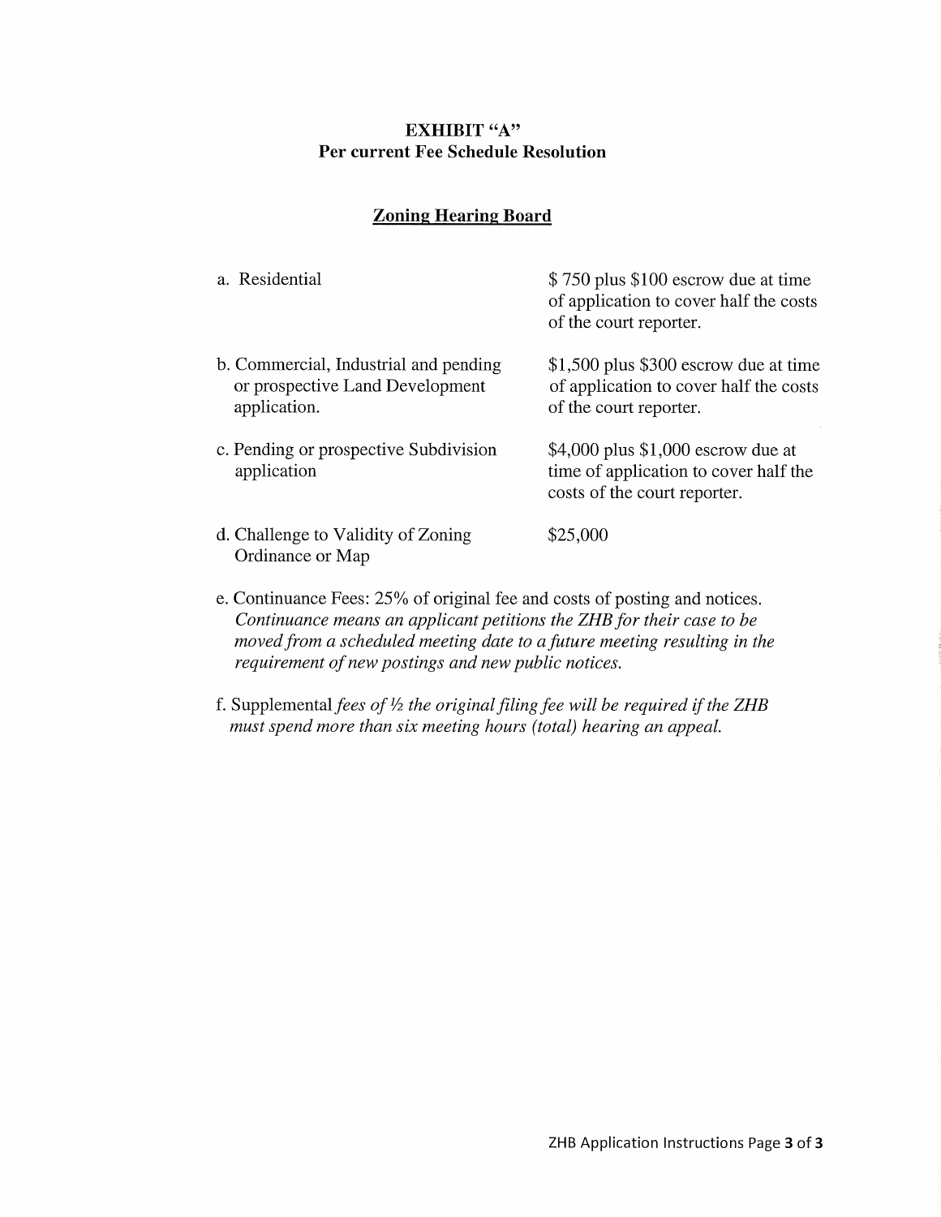**EXHIBIT "A"**
**Per current Fee Schedule Resolution**

**Zoning Hearing Board**

| | |
|---|---|
| a. Residential | $ 750 plus $100 escrow due at time of application to cover half the costs of the court reporter. |
| b. Commercial, Industrial and pending or prospective Land Development application. | $1,500 plus $300 escrow due at time of application to cover half the costs of the court reporter. |
| c. Pending or prospective Subdivision application | $4,000 plus $1,000 escrow due at time of application to cover half the costs of the court reporter. |
| d. Challenge to Validity of Zoning Ordinance or Map | $25,000 |

e. Continuance Fees: 25% of original fee and costs of posting and notices. *Continuance means an applicant petitions the ZHB for their case to be moved from a scheduled meeting date to a future meeting resulting in the requirement of new postings and new public notices.*

f. Supplemental *fees of ½ the original filing fee will be required if the ZHB must spend more than six meeting hours (total) hearing an appeal.*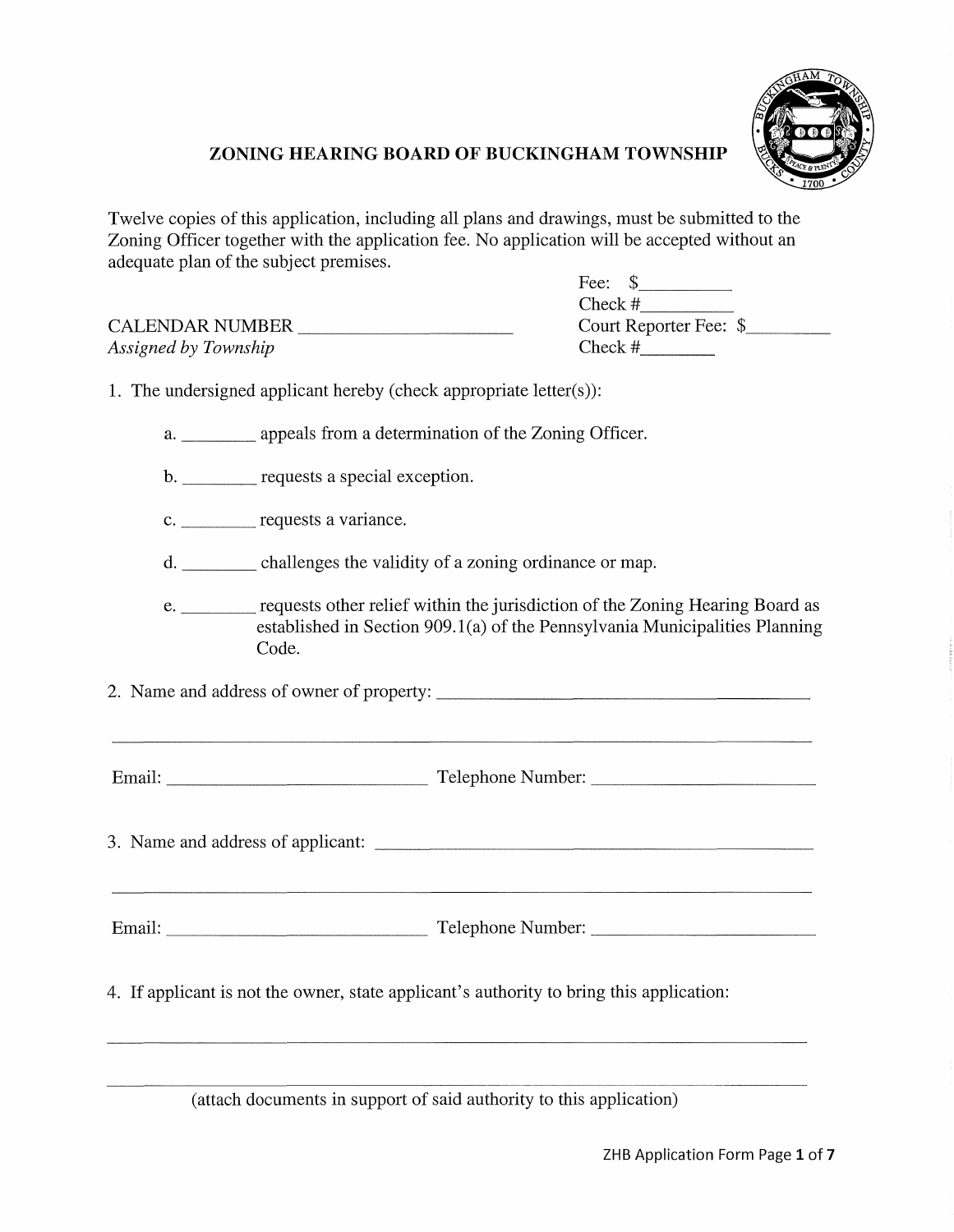## ZONING HEARING BOARD OF BUCKINGHAM TOWNSHIP

Twelve copies of this application, including all plans and drawings, must be submitted to the Zoning Officer together with the application fee. No application will be accepted without an adequate plan of the subject premises.

Fee: $__________
Check #__________
Court Reporter Fee: $_________
Check #________

CALENDAR NUMBER ______________________
*Assigned by Township*

1. The undersigned applicant hereby (check appropriate letter(s)):

   a. ________ appeals from a determination of the Zoning Officer.

   b. ________ requests a special exception.

   c. ________ requests a variance.

   d. ________ challenges the validity of a zoning ordinance or map.

   e. ________ requests other relief within the jurisdiction of the Zoning Hearing Board as established in Section 909.1(a) of the Pennsylvania Municipalities Planning Code.

2. Name and address of owner of property: ________________________________________

________________________________________________________________________

Email: ____________________________ Telephone Number: ________________________

3. Name and address of applicant: ______________________________________________

________________________________________________________________________

Email: ____________________________ Telephone Number: ________________________

4. If applicant is not the owner, state applicant's authority to bring this application:

________________________________________________________________________

________________________________________________________________________

(attach documents in support of said authority to this application)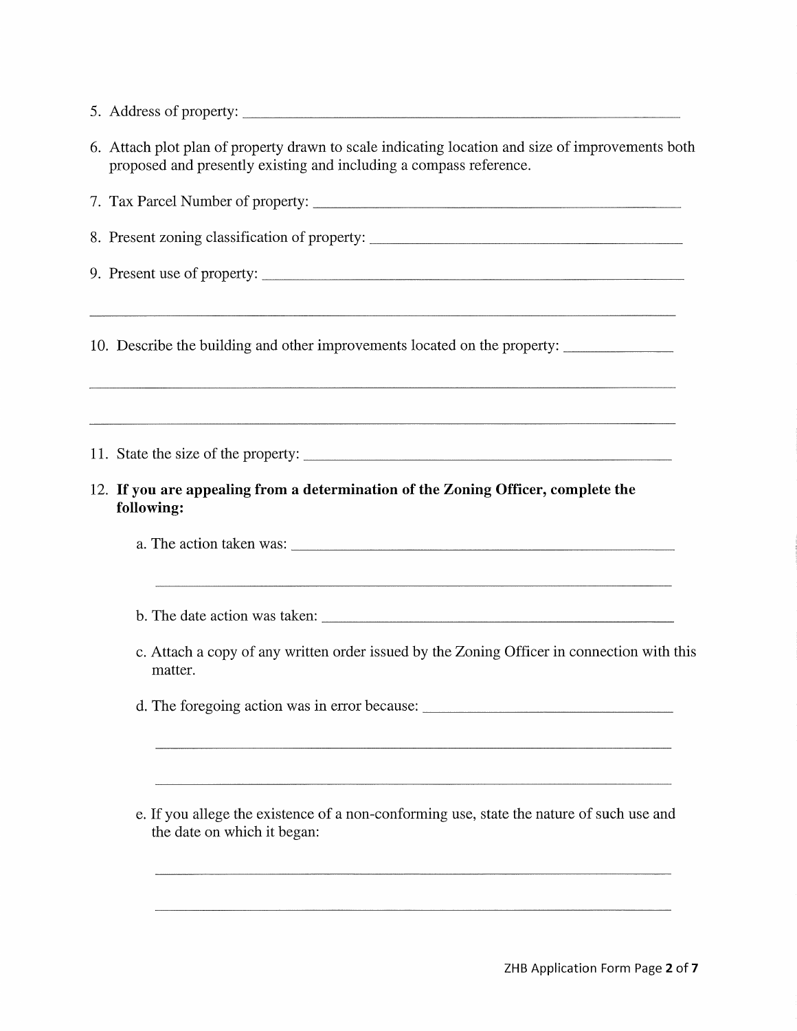5. Address of property: ___________________________________________________________

6. Attach plot plan of property drawn to scale indicating location and size of improvements both proposed and presently existing and including a compass reference.

7. Tax Parcel Number of property: ______________________________________________

8. Present zoning classification of property: ______________________________________

9. Present use of property: ____________________________________________________

_______________________________________________________________________________

10. Describe the building and other improvements located on the property: ______________

_______________________________________________________________________________

_______________________________________________________________________________

11. State the size of the property: _______________________________________________

12. **If you are appealing from a determination of the Zoning Officer, complete the following:**

    a. The action taken was: ___________________________________________________

    ______________________________________________________________________

    b. The date action was taken: _______________________________________________

    c. Attach a copy of any written order issued by the Zoning Officer in connection with this matter.

    d. The foregoing action was in error because: _________________________________

    ______________________________________________________________________

    ______________________________________________________________________

    e. If you allege the existence of a non-conforming use, state the nature of such use and the date on which it began:

    ______________________________________________________________________

    ______________________________________________________________________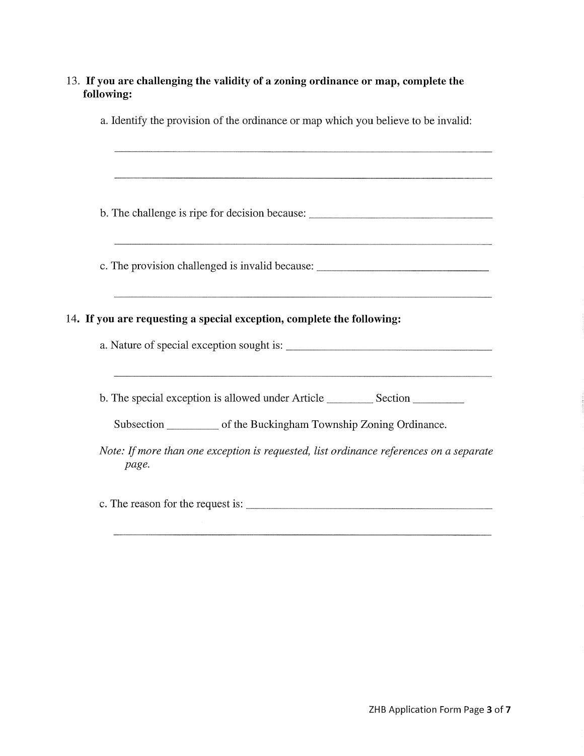13. **If you are challenging the validity of a zoning ordinance or map, complete the following:**

    a. Identify the provision of the ordinance or map which you believe to be invalid:

    ______________________________________________________________________

    ______________________________________________________________________

    b. The challenge is ripe for decision because: ______________________________

    ______________________________________________________________________

    c. The provision challenged is invalid because: ______________________________

    ______________________________________________________________________

14. **If you are requesting a special exception, complete the following:**

    a. Nature of special exception sought is: ___________________________________

    ______________________________________________________________________

    b. The special exception is allowed under Article ________ Section _________

    Subsection _________ of the Buckingham Township Zoning Ordinance.

    *Note: If more than one exception is requested, list ordinance references on a separate page.*

    c. The reason for the request is: __________________________________________

    ______________________________________________________________________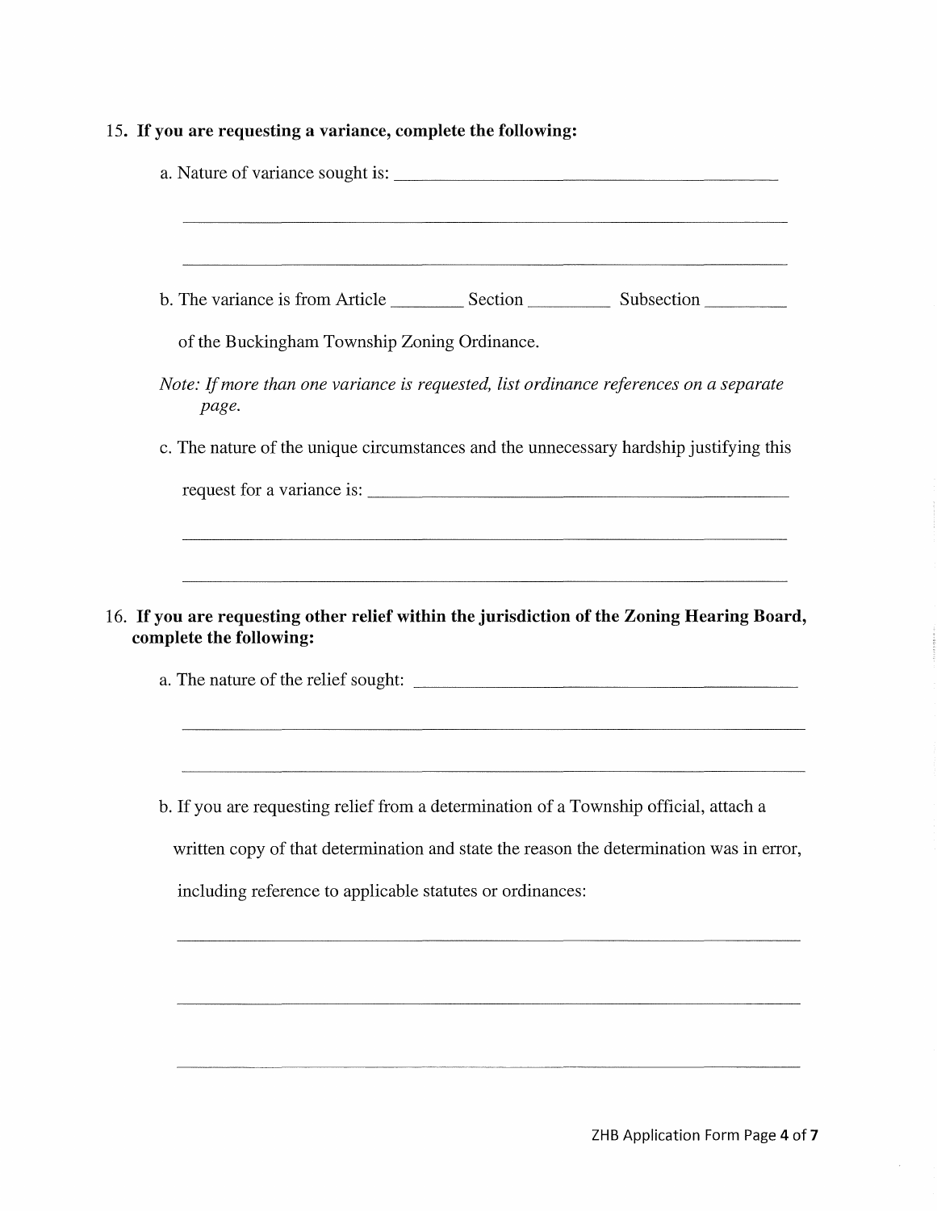15. **If you are requesting a variance, complete the following:**

   a. Nature of variance sought is: ________________________________________

   ______________________________________________________________________

   ______________________________________________________________________

   b. The variance is from Article ________ Section _________ Subsection _________

   of the Buckingham Township Zoning Ordinance.

   *Note: If more than one variance is requested, list ordinance references on a separate page.*

   c. The nature of the unique circumstances and the unnecessary hardship justifying this

   request for a variance is: ________________________________________

   ______________________________________________________________________

   ______________________________________________________________________

16. **If you are requesting other relief within the jurisdiction of the Zoning Hearing Board, complete the following:**

   a. The nature of the relief sought: ________________________________________

   ______________________________________________________________________

   ______________________________________________________________________

   b. If you are requesting relief from a determination of a Township official, attach a written copy of that determination and state the reason the determination was in error, including reference to applicable statutes or ordinances:

   ______________________________________________________________________

   ______________________________________________________________________

   ______________________________________________________________________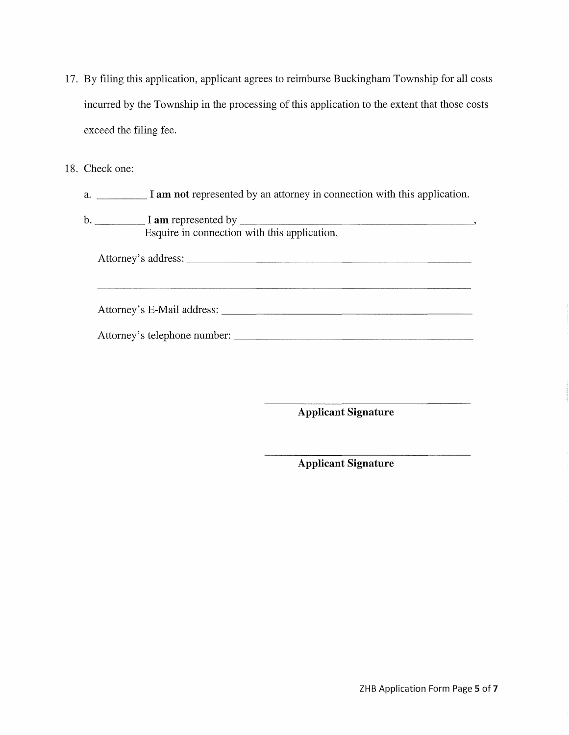17. By filing this application, applicant agrees to reimburse Buckingham Township for all costs incurred by the Township in the processing of this application to the extent that those costs exceed the filing fee.

18. Check one:

    a. _________ **I am not** represented by an attorney in connection with this application.

    b. _________ I **am** represented by ___________________________________________, Esquire in connection with this application.

    Attorney's address: ___________________________________________________

    ___________________________________________________________________

    Attorney's E-Mail address: ____________________________________________

    Attorney's telephone number: __________________________________________

___________________________________
**Applicant Signature**

___________________________________
**Applicant Signature**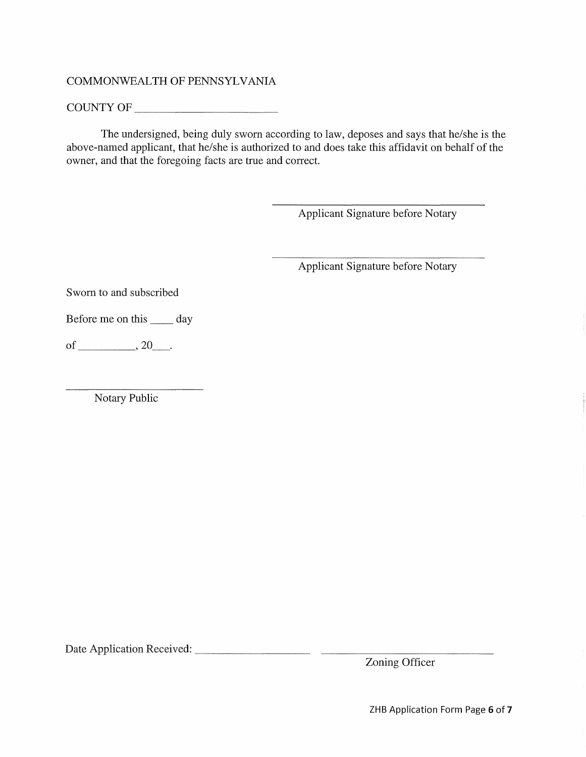COMMONWEALTH OF PENNSYLVANIA

COUNTY OF ________________________

The undersigned, being duly sworn according to law, deposes and says that he/she is the above-named applicant, that he/she is authorized to and does take this affidavit on behalf of the owner, and that the foregoing facts are true and correct.

_________________________________
Applicant Signature before Notary

_________________________________
Applicant Signature before Notary

Sworn to and subscribed

Before me on this ____ day

of __________, 20___.

________________________
Notary Public

Date Application Received: ____________________ ____________________________
Zoning Officer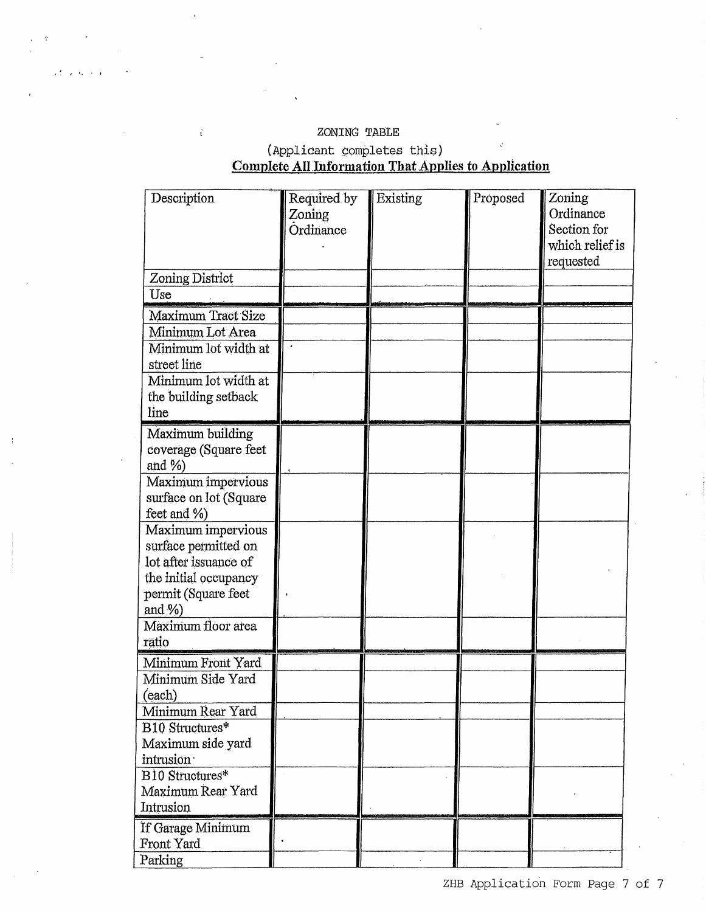ZONING TABLE

(Applicant completes this)

**Complete All Information That Applies to Application**

| Description | Required by Zoning Ordinance | Existing | Proposed | Zoning Ordinance Section for which relief is requested |
|---|---|---|---|---|
| Zoning District | | | | |
| Use | | | | |
| Maximum Tract Size | | | | |
| Minimum Lot Area | | | | |
| Minimum lot width at street line | | | | |
| Minimum lot width at the building setback line | | | | |
| Maximum building coverage (Square feet and %) | | | | |
| Maximum impervious surface on lot (Square feet and %) | | | | |
| Maximum impervious surface permitted on lot after issuance of the initial occupancy permit (Square feet and %) | | | | |
| Maximum floor area ratio | | | | |
| Minimum Front Yard | | | | |
| Minimum Side Yard (each) | | | | |
| Minimum Rear Yard | | | | |
| B10 Structures* Maximum side yard intrusion | | | | |
| B10 Structures* Maximum Rear Yard Intrusion | | | | |
| If Garage Minimum Front Yard | | | | |
| Parking | | | | |